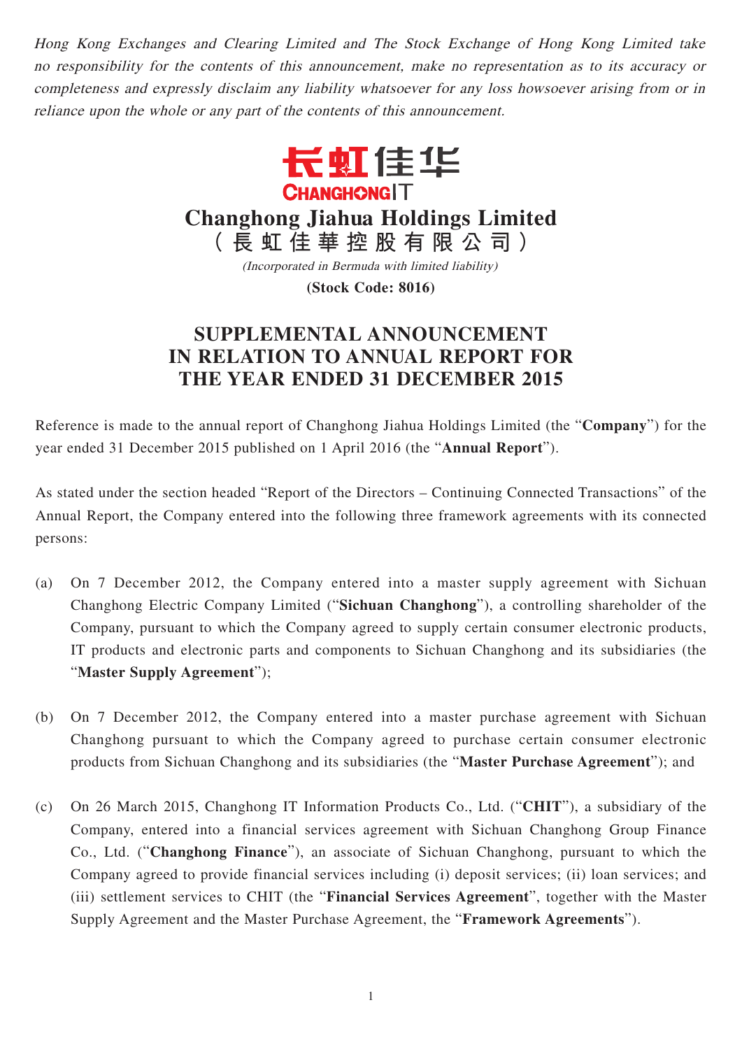*Hong Kong Exchanges and Clearing Limited and The Stock Exchange of Hong Kong Limited take no responsibility for the contents of this announcement, make no representation as to its accuracy or completeness and expressly disclaim any liability whatsoever for any loss howsoever arising from or in reliance upon the whole or any part of the contents of this announcement.*

长虹佳华

CHANGHONG IT

# Changhong Jiahua Holdings Limited
# （長虹佳華控股有限公司）

*(Incorporated in Bermuda with limited liability)*

**(Stock Code: 8016)**

## SUPPLEMENTAL ANNOUNCEMENT IN RELATION TO ANNUAL REPORT FOR THE YEAR ENDED 31 DECEMBER 2015

Reference is made to the annual report of Changhong Jiahua Holdings Limited (the "**Company**") for the year ended 31 December 2015 published on 1 April 2016 (the "**Annual Report**").

As stated under the section headed "Report of the Directors – Continuing Connected Transactions" of the Annual Report, the Company entered into the following three framework agreements with its connected persons:

(a) On 7 December 2012, the Company entered into a master supply agreement with Sichuan Changhong Electric Company Limited ("**Sichuan Changhong**"), a controlling shareholder of the Company, pursuant to which the Company agreed to supply certain consumer electronic products, IT products and electronic parts and components to Sichuan Changhong and its subsidiaries (the "**Master Supply Agreement**");

(b) On 7 December 2012, the Company entered into a master purchase agreement with Sichuan Changhong pursuant to which the Company agreed to purchase certain consumer electronic products from Sichuan Changhong and its subsidiaries (the "**Master Purchase Agreement**"); and

(c) On 26 March 2015, Changhong IT Information Products Co., Ltd. ("**CHIT**"), a subsidiary of the Company, entered into a financial services agreement with Sichuan Changhong Group Finance Co., Ltd. ("**Changhong Finance**"), an associate of Sichuan Changhong, pursuant to which the Company agreed to provide financial services including (i) deposit services; (ii) loan services; and (iii) settlement services to CHIT (the "**Financial Services Agreement**", together with the Master Supply Agreement and the Master Purchase Agreement, the "**Framework Agreements**").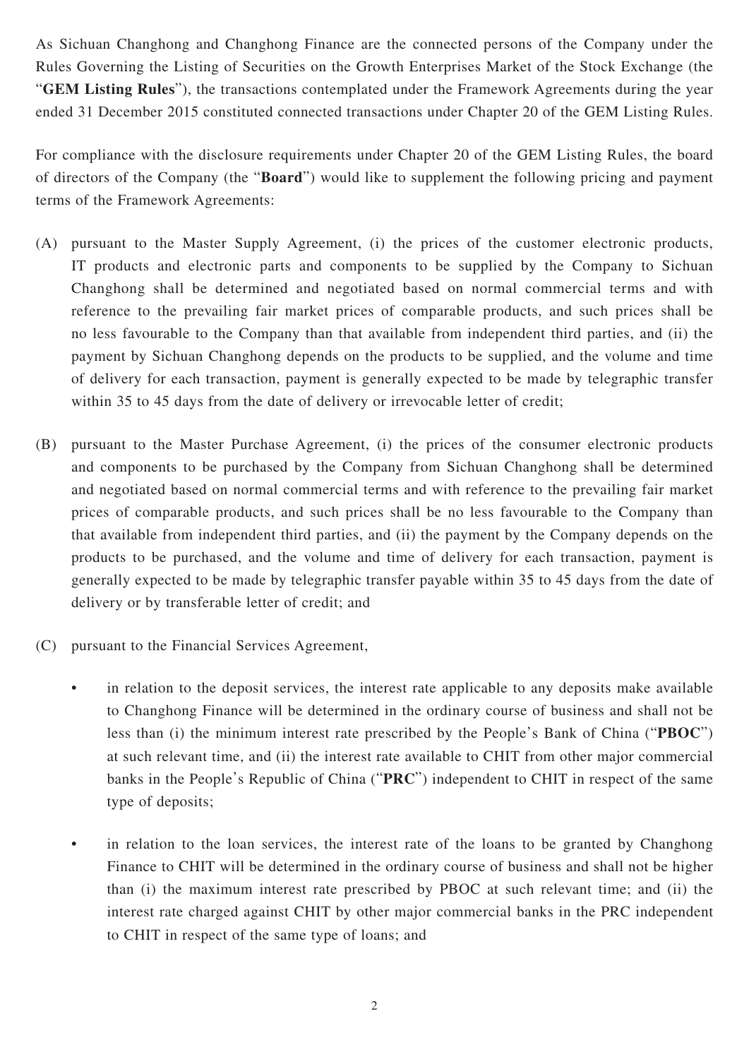As Sichuan Changhong and Changhong Finance are the connected persons of the Company under the Rules Governing the Listing of Securities on the Growth Enterprises Market of the Stock Exchange (the "**GEM Listing Rules**"), the transactions contemplated under the Framework Agreements during the year ended 31 December 2015 constituted connected transactions under Chapter 20 of the GEM Listing Rules.

For compliance with the disclosure requirements under Chapter 20 of the GEM Listing Rules, the board of directors of the Company (the "**Board**") would like to supplement the following pricing and payment terms of the Framework Agreements:

(A) pursuant to the Master Supply Agreement, (i) the prices of the customer electronic products, IT products and electronic parts and components to be supplied by the Company to Sichuan Changhong shall be determined and negotiated based on normal commercial terms and with reference to the prevailing fair market prices of comparable products, and such prices shall be no less favourable to the Company than that available from independent third parties, and (ii) the payment by Sichuan Changhong depends on the products to be supplied, and the volume and time of delivery for each transaction, payment is generally expected to be made by telegraphic transfer within 35 to 45 days from the date of delivery or irrevocable letter of credit;

(B) pursuant to the Master Purchase Agreement, (i) the prices of the consumer electronic products and components to be purchased by the Company from Sichuan Changhong shall be determined and negotiated based on normal commercial terms and with reference to the prevailing fair market prices of comparable products, and such prices shall be no less favourable to the Company than that available from independent third parties, and (ii) the payment by the Company depends on the products to be purchased, and the volume and time of delivery for each transaction, payment is generally expected to be made by telegraphic transfer payable within 35 to 45 days from the date of delivery or by transferable letter of credit; and

(C) pursuant to the Financial Services Agreement,

- in relation to the deposit services, the interest rate applicable to any deposits make available to Changhong Finance will be determined in the ordinary course of business and shall not be less than (i) the minimum interest rate prescribed by the People's Bank of China ("**PBOC**") at such relevant time, and (ii) the interest rate available to CHIT from other major commercial banks in the People's Republic of China ("**PRC**") independent to CHIT in respect of the same type of deposits;

- in relation to the loan services, the interest rate of the loans to be granted by Changhong Finance to CHIT will be determined in the ordinary course of business and shall not be higher than (i) the maximum interest rate prescribed by PBOC at such relevant time; and (ii) the interest rate charged against CHIT by other major commercial banks in the PRC independent to CHIT in respect of the same type of loans; and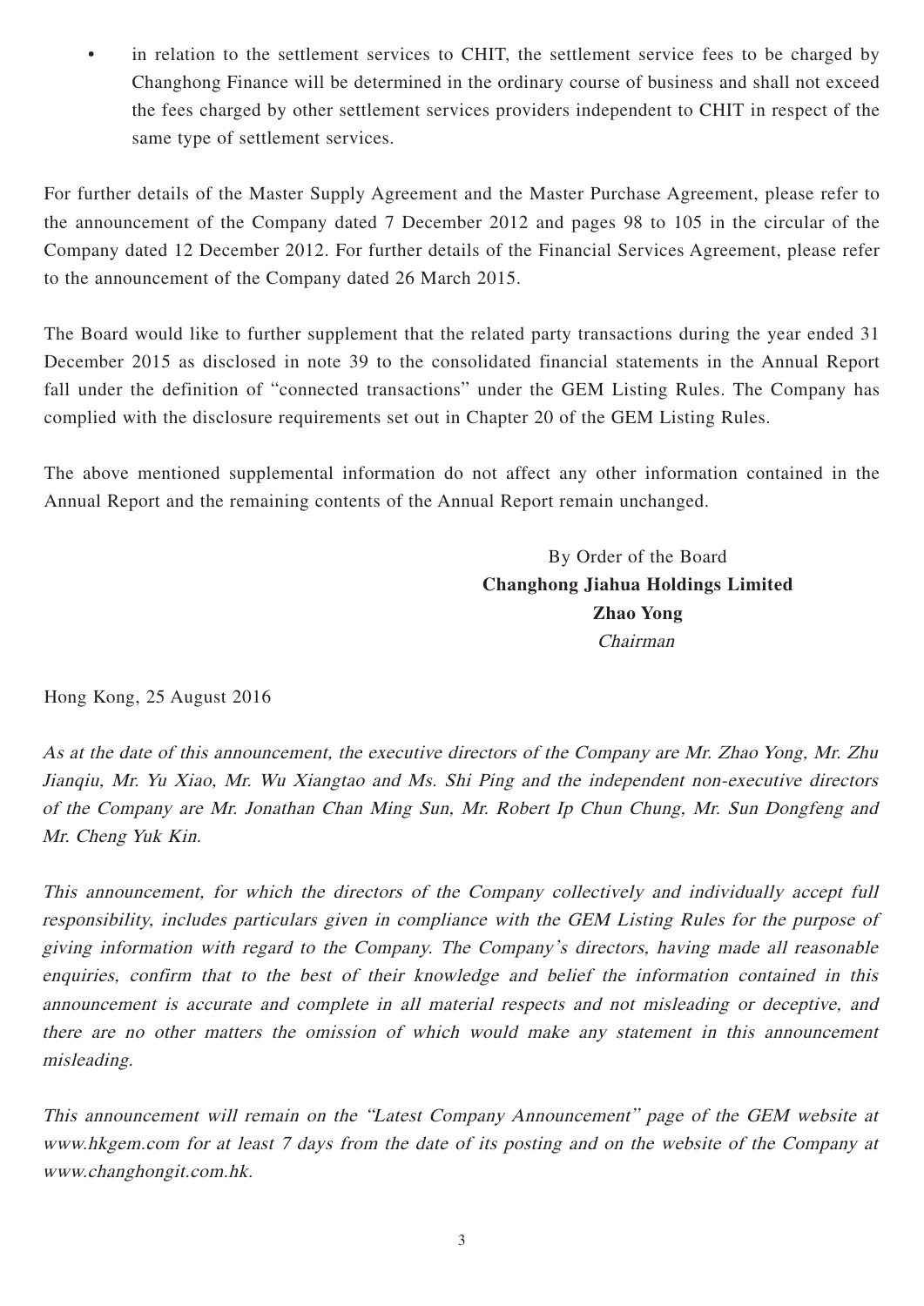- in relation to the settlement services to CHIT, the settlement service fees to be charged by Changhong Finance will be determined in the ordinary course of business and shall not exceed the fees charged by other settlement services providers independent to CHIT in respect of the same type of settlement services.

For further details of the Master Supply Agreement and the Master Purchase Agreement, please refer to the announcement of the Company dated 7 December 2012 and pages 98 to 105 in the circular of the Company dated 12 December 2012. For further details of the Financial Services Agreement, please refer to the announcement of the Company dated 26 March 2015.

The Board would like to further supplement that the related party transactions during the year ended 31 December 2015 as disclosed in note 39 to the consolidated financial statements in the Annual Report fall under the definition of "connected transactions" under the GEM Listing Rules. The Company has complied with the disclosure requirements set out in Chapter 20 of the GEM Listing Rules.

The above mentioned supplemental information do not affect any other information contained in the Annual Report and the remaining contents of the Annual Report remain unchanged.

By Order of the Board
**Changhong Jiahua Holdings Limited**
**Zhao Yong**
*Chairman*

Hong Kong, 25 August 2016

*As at the date of this announcement, the executive directors of the Company are Mr. Zhao Yong, Mr. Zhu Jianqiu, Mr. Yu Xiao, Mr. Wu Xiangtao and Ms. Shi Ping and the independent non-executive directors of the Company are Mr. Jonathan Chan Ming Sun, Mr. Robert Ip Chun Chung, Mr. Sun Dongfeng and Mr. Cheng Yuk Kin.*

*This announcement, for which the directors of the Company collectively and individually accept full responsibility, includes particulars given in compliance with the GEM Listing Rules for the purpose of giving information with regard to the Company. The Company's directors, having made all reasonable enquiries, confirm that to the best of their knowledge and belief the information contained in this announcement is accurate and complete in all material respects and not misleading or deceptive, and there are no other matters the omission of which would make any statement in this announcement misleading.*

*This announcement will remain on the "Latest Company Announcement" page of the GEM website at www.hkgem.com for at least 7 days from the date of its posting and on the website of the Company at www.changhongit.com.hk.*